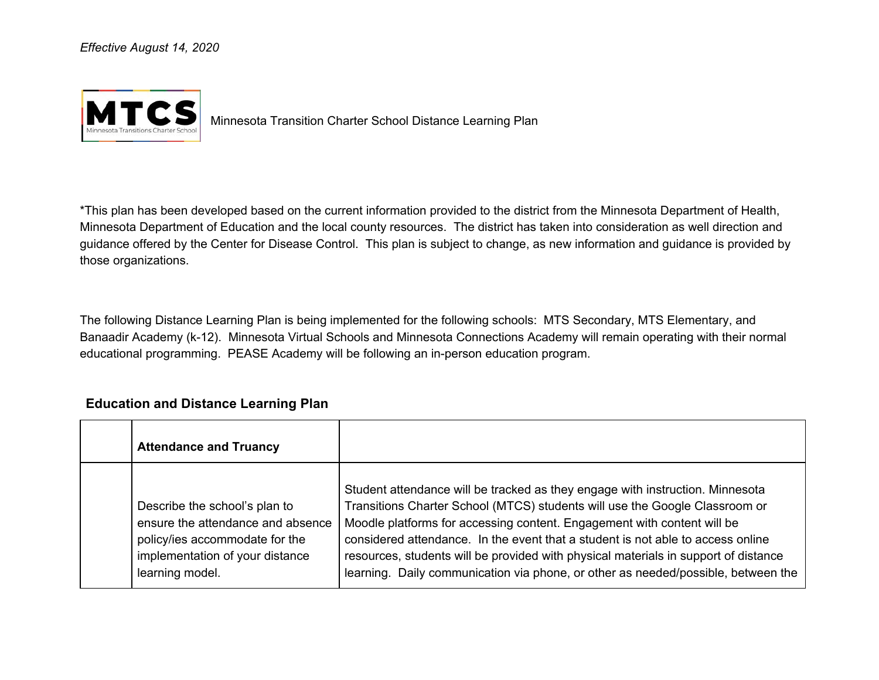*Effective August 14, 2020*

MTCS
Minnesota Transitions Charter School

Minnesota Transition Charter School Distance Learning Plan

*This plan has been developed based on the current information provided to the district from the Minnesota Department of Health, Minnesota Department of Education and the local county resources. The district has taken into consideration as well direction and guidance offered by the Center for Disease Control. This plan is subject to change, as new information and guidance is provided by those organizations.

The following Distance Learning Plan is being implemented for the following schools: MTS Secondary, MTS Elementary, and Banaadir Academy (k-12). Minnesota Virtual Schools and Minnesota Connections Academy will remain operating with their normal educational programming. PEASE Academy will be following an in-person education program.

## Education and Distance Learning Plan

| | **Attendance and Truancy** | |
|---|---|---|
| | Describe the school's plan to ensure the attendance and absence policy/ies accommodate for the implementation of your distance learning model. | Student attendance will be tracked as they engage with instruction. Minnesota Transitions Charter School (MTCS) students will use the Google Classroom or Moodle platforms for accessing content. Engagement with content will be considered attendance. In the event that a student is not able to access online resources, students will be provided with physical materials in support of distance learning. Daily communication via phone, or other as needed/possible, between the |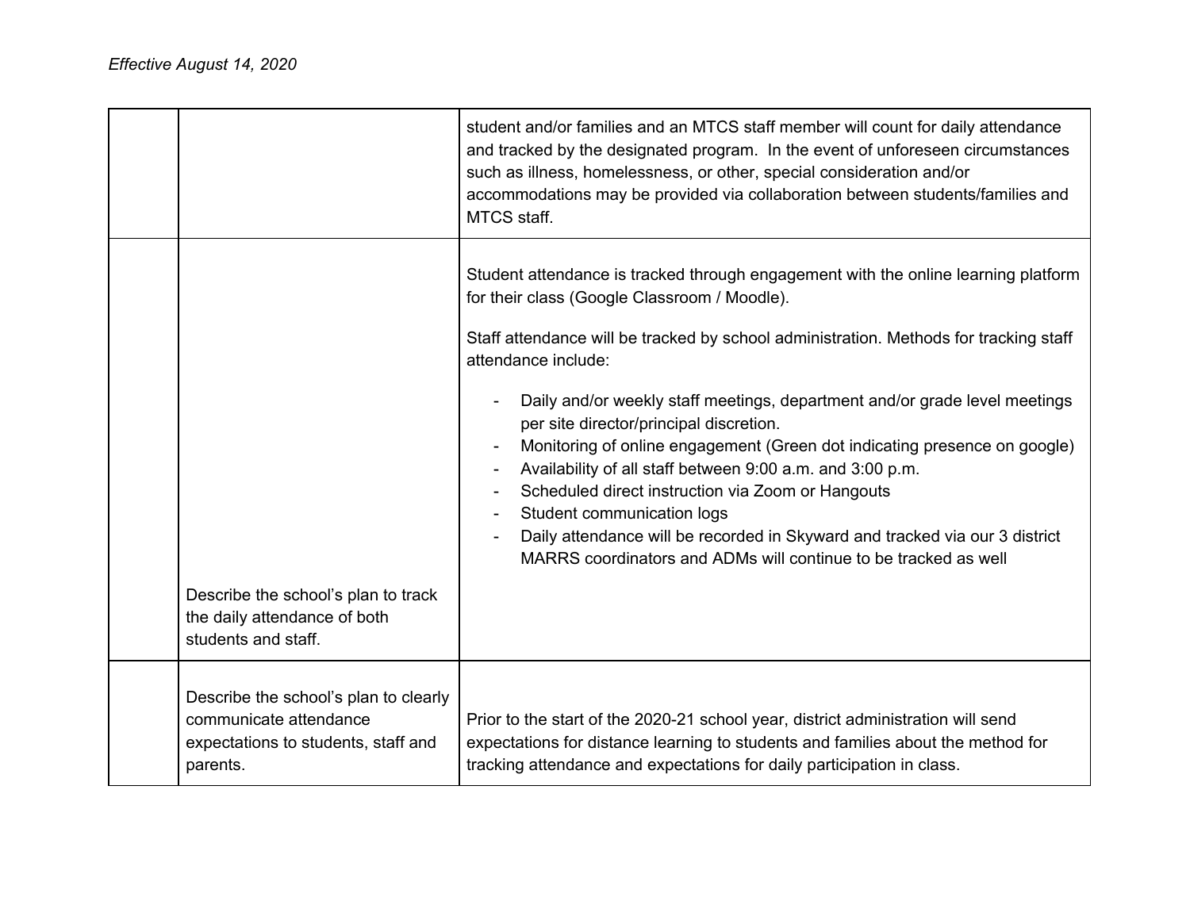*Effective August 14, 2020*

| | | |
|---|---|---|
| | | student and/or families and an MTCS staff member will count for daily attendance and tracked by the designated program. In the event of unforeseen circumstances such as illness, homelessness, or other, special consideration and/or accommodations may be provided via collaboration between students/families and MTCS staff. |
| | Describe the school's plan to track the daily attendance of both students and staff. | Student attendance is tracked through engagement with the online learning platform for their class (Google Classroom / Moodle).<br><br>Staff attendance will be tracked by school administration. Methods for tracking staff attendance include:<br><br>- Daily and/or weekly staff meetings, department and/or grade level meetings per site director/principal discretion.<br>- Monitoring of online engagement (Green dot indicating presence on google)<br>- Availability of all staff between 9:00 a.m. and 3:00 p.m.<br>- Scheduled direct instruction via Zoom or Hangouts<br>- Student communication logs<br>- Daily attendance will be recorded in Skyward and tracked via our 3 district MARRS coordinators and ADMs will continue to be tracked as well |
| | Describe the school's plan to clearly communicate attendance expectations to students, staff and parents. | Prior to the start of the 2020-21 school year, district administration will send expectations for distance learning to students and families about the method for tracking attendance and expectations for daily participation in class. |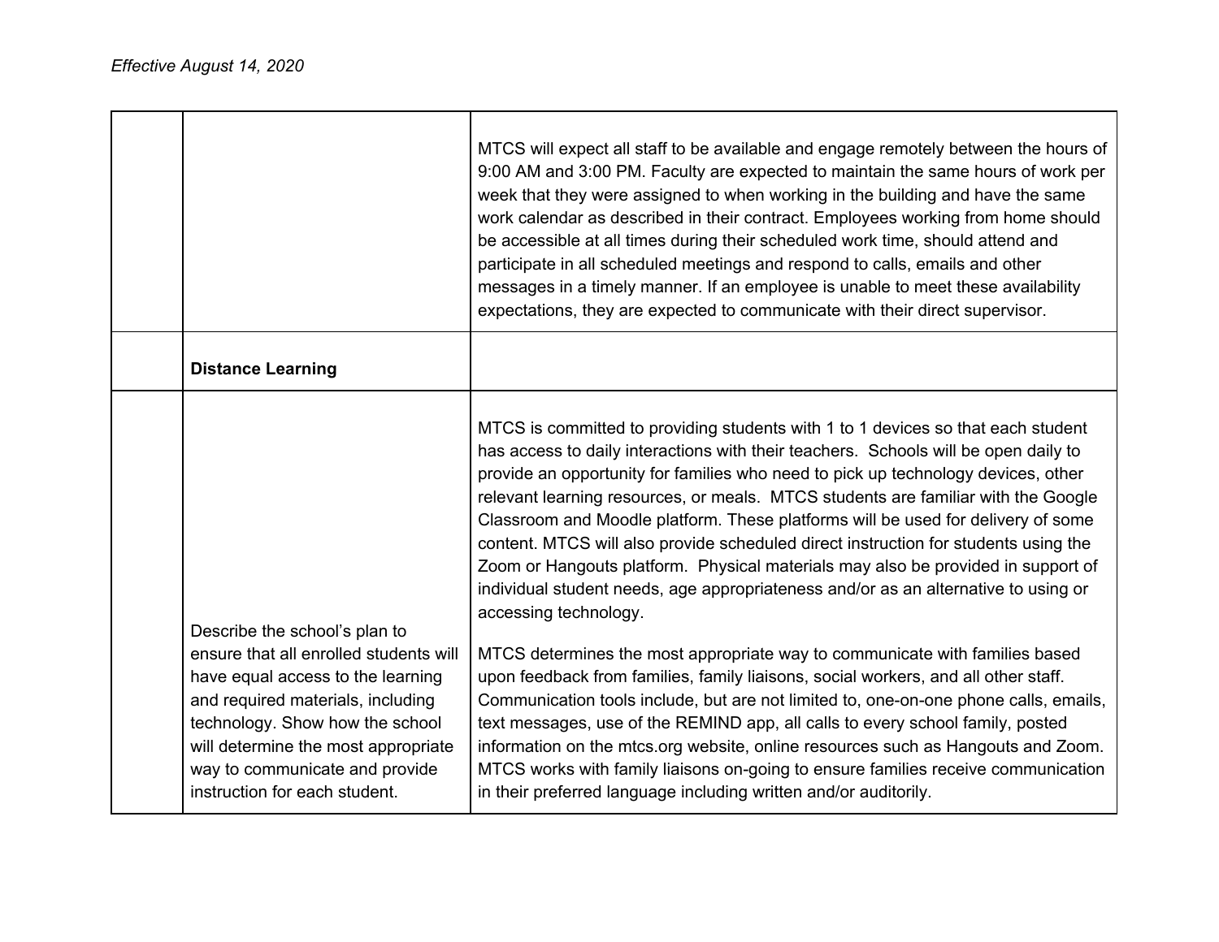*Effective August 14, 2020*

| | | |
|---|---|---|
| | | MTCS will expect all staff to be available and engage remotely between the hours of 9:00 AM and 3:00 PM. Faculty are expected to maintain the same hours of work per week that they were assigned to when working in the building and have the same work calendar as described in their contract. Employees working from home should be accessible at all times during their scheduled work time, should attend and participate in all scheduled meetings and respond to calls, emails and other messages in a timely manner. If an employee is unable to meet these availability expectations, they are expected to communicate with their direct supervisor. |
| | **Distance Learning** | |
| | Describe the school's plan to ensure that all enrolled students will have equal access to the learning and required materials, including technology. Show how the school will determine the most appropriate way to communicate and provide instruction for each student. | MTCS is committed to providing students with 1 to 1 devices so that each student has access to daily interactions with their teachers. Schools will be open daily to provide an opportunity for families who need to pick up technology devices, other relevant learning resources, or meals. MTCS students are familiar with the Google Classroom and Moodle platform. These platforms will be used for delivery of some content. MTCS will also provide scheduled direct instruction for students using the Zoom or Hangouts platform. Physical materials may also be provided in support of individual student needs, age appropriateness and/or as an alternative to using or accessing technology.<br><br>MTCS determines the most appropriate way to communicate with families based upon feedback from families, family liaisons, social workers, and all other staff. Communication tools include, but are not limited to, one-on-one phone calls, emails, text messages, use of the REMIND app, all calls to every school family, posted information on the mtcs.org website, online resources such as Hangouts and Zoom. MTCS works with family liaisons on-going to ensure families receive communication in their preferred language including written and/or auditorily. |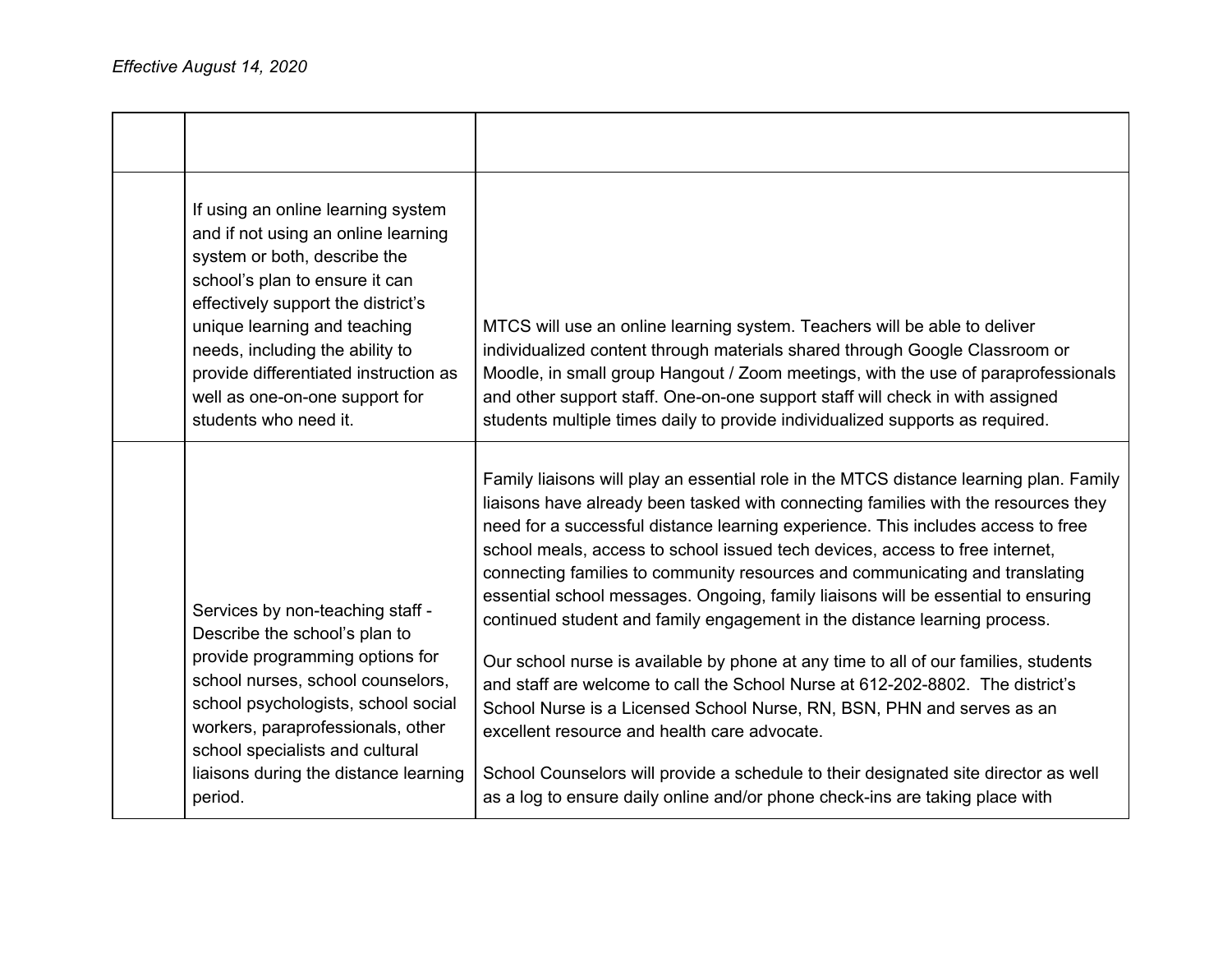*Effective August 14, 2020*

| | | |
|---|---|---|
| | If using an online learning system and if not using an online learning system or both, describe the school's plan to ensure it can effectively support the district's unique learning and teaching needs, including the ability to provide differentiated instruction as well as one-on-one support for students who need it. | MTCS will use an online learning system. Teachers will be able to deliver individualized content through materials shared through Google Classroom or Moodle, in small group Hangout / Zoom meetings, with the use of paraprofessionals and other support staff. One-on-one support staff will check in with assigned students multiple times daily to provide individualized supports as required. |
| | Services by non-teaching staff - Describe the school's plan to provide programming options for school nurses, school counselors, school psychologists, school social workers, paraprofessionals, other school specialists and cultural liaisons during the distance learning period. | Family liaisons will play an essential role in the MTCS distance learning plan. Family liaisons have already been tasked with connecting families with the resources they need for a successful distance learning experience. This includes access to free school meals, access to school issued tech devices, access to free internet, connecting families to community resources and communicating and translating essential school messages. Ongoing, family liaisons will be essential to ensuring continued student and family engagement in the distance learning process.<br><br>Our school nurse is available by phone at any time to all of our families, students and staff are welcome to call the School Nurse at 612-202-8802. The district's School Nurse is a Licensed School Nurse, RN, BSN, PHN and serves as an excellent resource and health care advocate.<br><br>School Counselors will provide a schedule to their designated site director as well as a log to ensure daily online and/or phone check-ins are taking place with |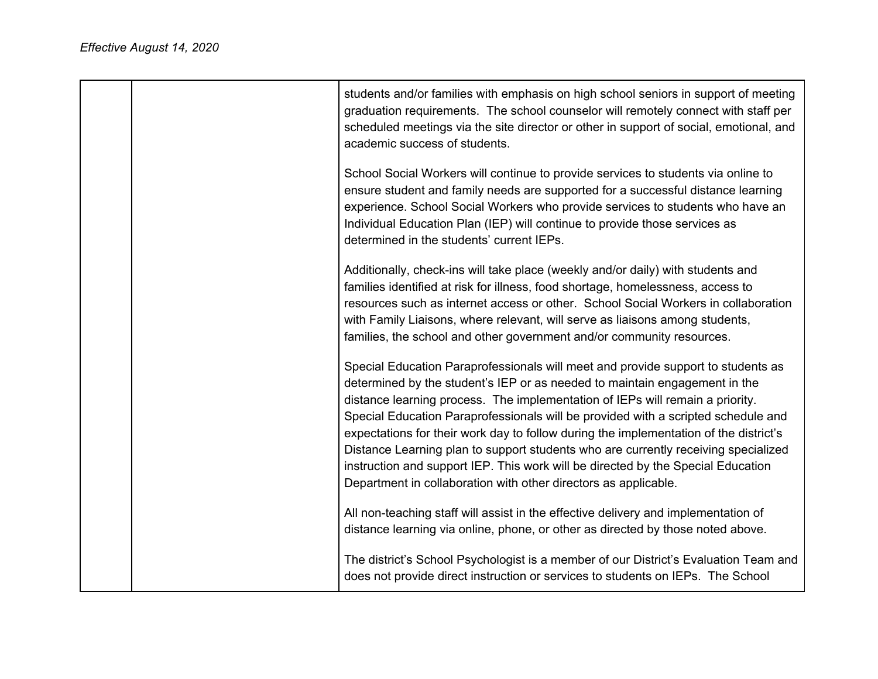*Effective August 14, 2020*

| | | |
|---|---|---|
| | | students and/or families with emphasis on high school seniors in support of meeting graduation requirements. The school counselor will remotely connect with staff per scheduled meetings via the site director or other in support of social, emotional, and academic success of students.<br><br>School Social Workers will continue to provide services to students via online to ensure student and family needs are supported for a successful distance learning experience. School Social Workers who provide services to students who have an Individual Education Plan (IEP) will continue to provide those services as determined in the students' current IEPs.<br><br>Additionally, check-ins will take place (weekly and/or daily) with students and families identified at risk for illness, food shortage, homelessness, access to resources such as internet access or other. School Social Workers in collaboration with Family Liaisons, where relevant, will serve as liaisons among students, families, the school and other government and/or community resources.<br><br>Special Education Paraprofessionals will meet and provide support to students as determined by the student's IEP or as needed to maintain engagement in the distance learning process. The implementation of IEPs will remain a priority. Special Education Paraprofessionals will be provided with a scripted schedule and expectations for their work day to follow during the implementation of the district's Distance Learning plan to support students who are currently receiving specialized instruction and support IEP. This work will be directed by the Special Education Department in collaboration with other directors as applicable.<br><br>All non-teaching staff will assist in the effective delivery and implementation of distance learning via online, phone, or other as directed by those noted above.<br><br>The district's School Psychologist is a member of our District's Evaluation Team and does not provide direct instruction or services to students on IEPs. The School |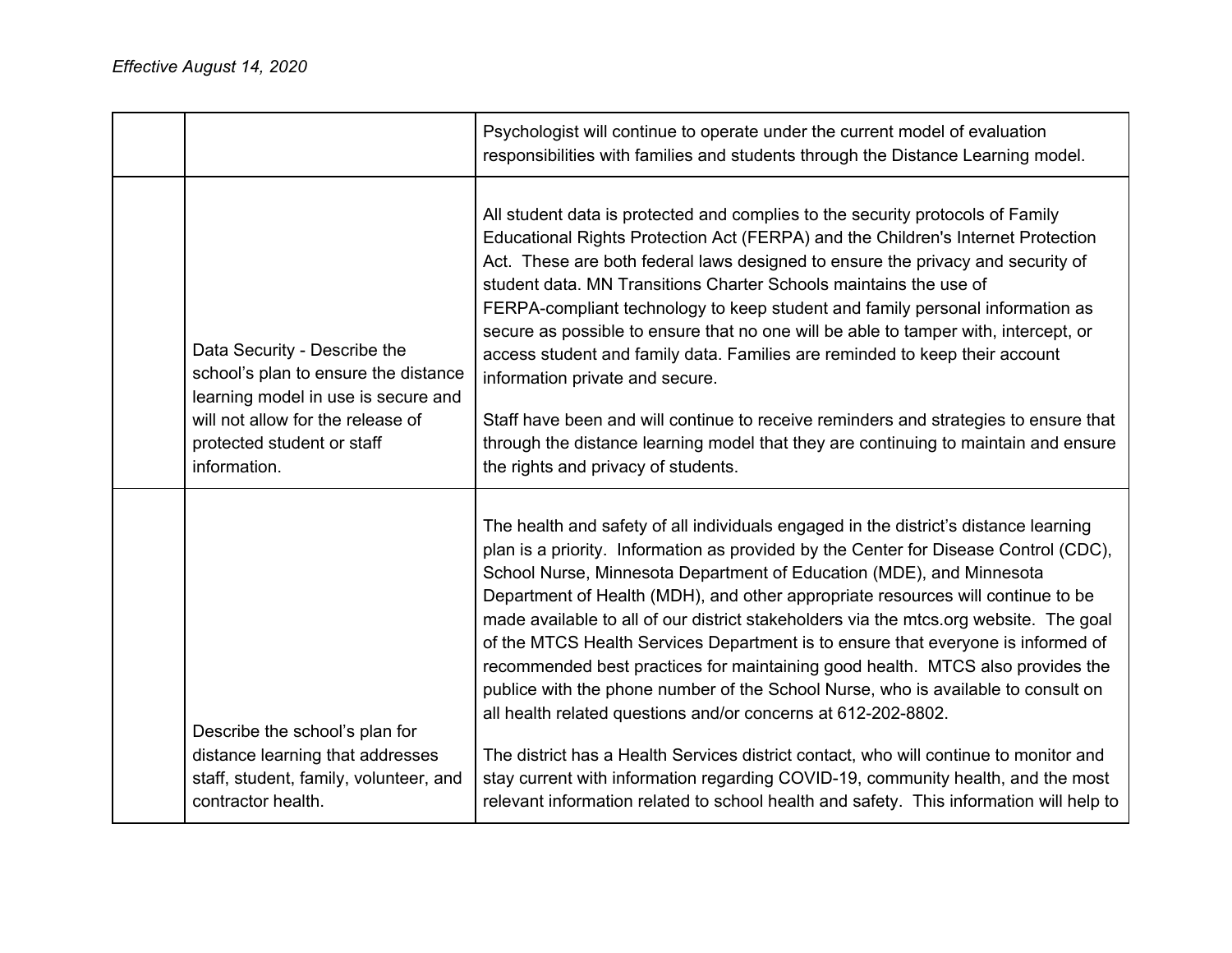*Effective August 14, 2020*

| | | |
|---|---|---|
| | | Psychologist will continue to operate under the current model of evaluation responsibilities with families and students through the Distance Learning model. |
| | Data Security - Describe the school's plan to ensure the distance learning model in use is secure and will not allow for the release of protected student or staff information. | All student data is protected and complies to the security protocols of Family Educational Rights Protection Act (FERPA) and the Children's Internet Protection Act. These are both federal laws designed to ensure the privacy and security of student data. MN Transitions Charter Schools maintains the use of FERPA-compliant technology to keep student and family personal information as secure as possible to ensure that no one will be able to tamper with, intercept, or access student and family data. Families are reminded to keep their account information private and secure.<br><br>Staff have been and will continue to receive reminders and strategies to ensure that through the distance learning model that they are continuing to maintain and ensure the rights and privacy of students. |
| | Describe the school's plan for distance learning that addresses staff, student, family, volunteer, and contractor health. | The health and safety of all individuals engaged in the district's distance learning plan is a priority. Information as provided by the Center for Disease Control (CDC), School Nurse, Minnesota Department of Education (MDE), and Minnesota Department of Health (MDH), and other appropriate resources will continue to be made available to all of our district stakeholders via the mtcs.org website. The goal of the MTCS Health Services Department is to ensure that everyone is informed of recommended best practices for maintaining good health. MTCS also provides the publice with the phone number of the School Nurse, who is available to consult on all health related questions and/or concerns at 612-202-8802.<br><br>The district has a Health Services district contact, who will continue to monitor and stay current with information regarding COVID-19, community health, and the most relevant information related to school health and safety. This information will help to |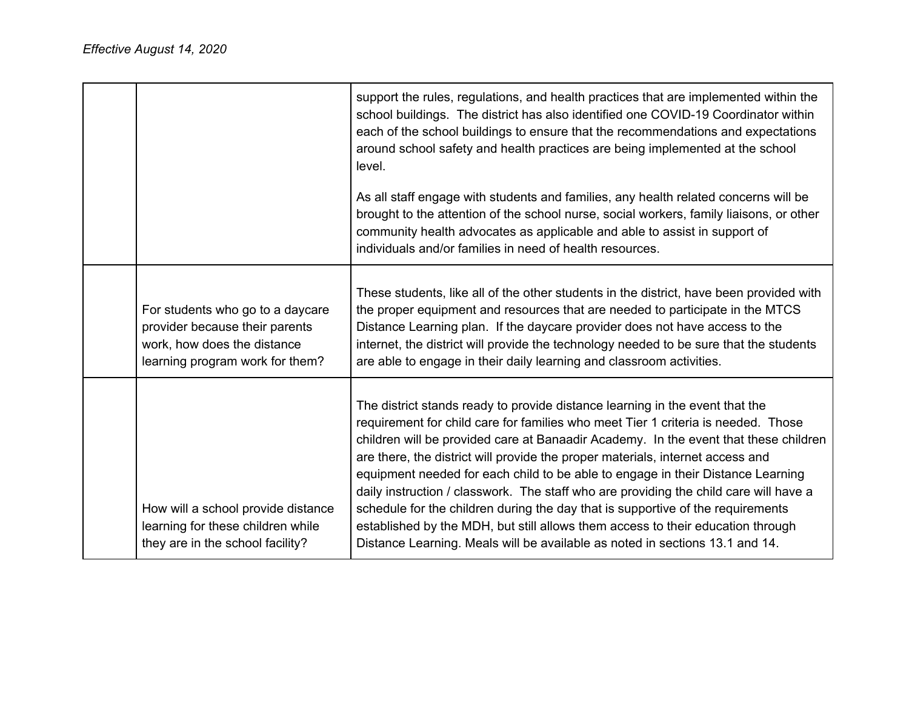*Effective August 14, 2020*

| | | |
|---|---|---|
| | | support the rules, regulations, and health practices that are implemented within the school buildings. The district has also identified one COVID-19 Coordinator within each of the school buildings to ensure that the recommendations and expectations around school safety and health practices are being implemented at the school level.<br><br>As all staff engage with students and families, any health related concerns will be brought to the attention of the school nurse, social workers, family liaisons, or other community health advocates as applicable and able to assist in support of individuals and/or families in need of health resources. |
| | For students who go to a daycare provider because their parents work, how does the distance learning program work for them? | These students, like all of the other students in the district, have been provided with the proper equipment and resources that are needed to participate in the MTCS Distance Learning plan. If the daycare provider does not have access to the internet, the district will provide the technology needed to be sure that the students are able to engage in their daily learning and classroom activities. |
| | How will a school provide distance learning for these children while they are in the school facility? | The district stands ready to provide distance learning in the event that the requirement for child care for families who meet Tier 1 criteria is needed. Those children will be provided care at Banaadir Academy. In the event that these children are there, the district will provide the proper materials, internet access and equipment needed for each child to be able to engage in their Distance Learning daily instruction / classwork. The staff who are providing the child care will have a schedule for the children during the day that is supportive of the requirements established by the MDH, but still allows them access to their education through Distance Learning. Meals will be available as noted in sections 13.1 and 14. |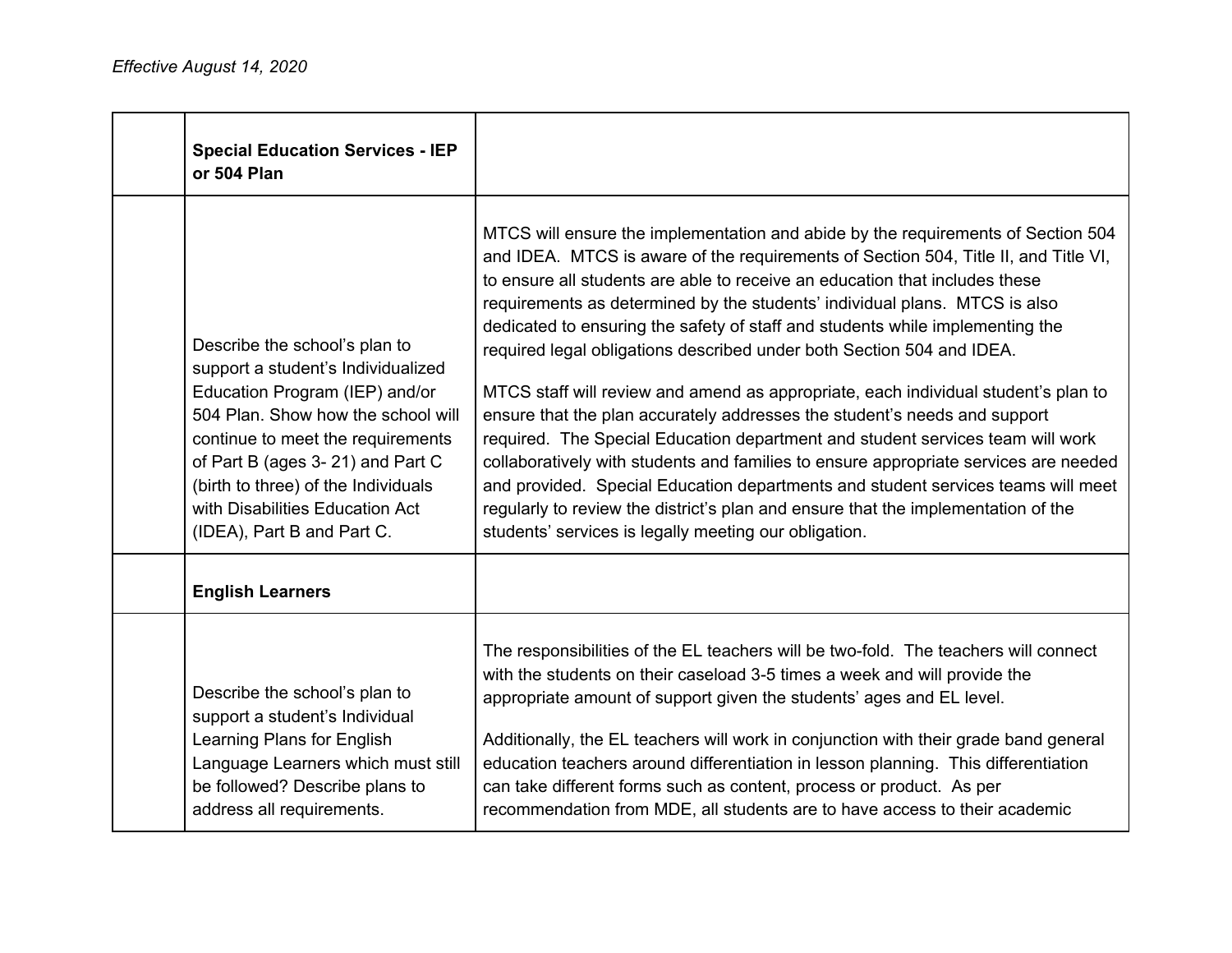*Effective August 14, 2020*

| | | |
|---|---|---|
| | **Special Education Services - IEP or 504 Plan** | |
| | Describe the school's plan to support a student's Individualized Education Program (IEP) and/or 504 Plan. Show how the school will continue to meet the requirements of Part B (ages 3- 21) and Part C (birth to three) of the Individuals with Disabilities Education Act (IDEA), Part B and Part C. | MTCS will ensure the implementation and abide by the requirements of Section 504 and IDEA. MTCS is aware of the requirements of Section 504, Title II, and Title VI, to ensure all students are able to receive an education that includes these requirements as determined by the students' individual plans. MTCS is also dedicated to ensuring the safety of staff and students while implementing the required legal obligations described under both Section 504 and IDEA.<br><br>MTCS staff will review and amend as appropriate, each individual student's plan to ensure that the plan accurately addresses the student's needs and support required. The Special Education department and student services team will work collaboratively with students and families to ensure appropriate services are needed and provided. Special Education departments and student services teams will meet regularly to review the district's plan and ensure that the implementation of the students' services is legally meeting our obligation. |
| | **English Learners** | |
| | Describe the school's plan to support a student's Individual Learning Plans for English Language Learners which must still be followed? Describe plans to address all requirements. | The responsibilities of the EL teachers will be two-fold. The teachers will connect with the students on their caseload 3-5 times a week and will provide the appropriate amount of support given the students' ages and EL level.<br><br>Additionally, the EL teachers will work in conjunction with their grade band general education teachers around differentiation in lesson planning. This differentiation can take different forms such as content, process or product. As per recommendation from MDE, all students are to have access to their academic |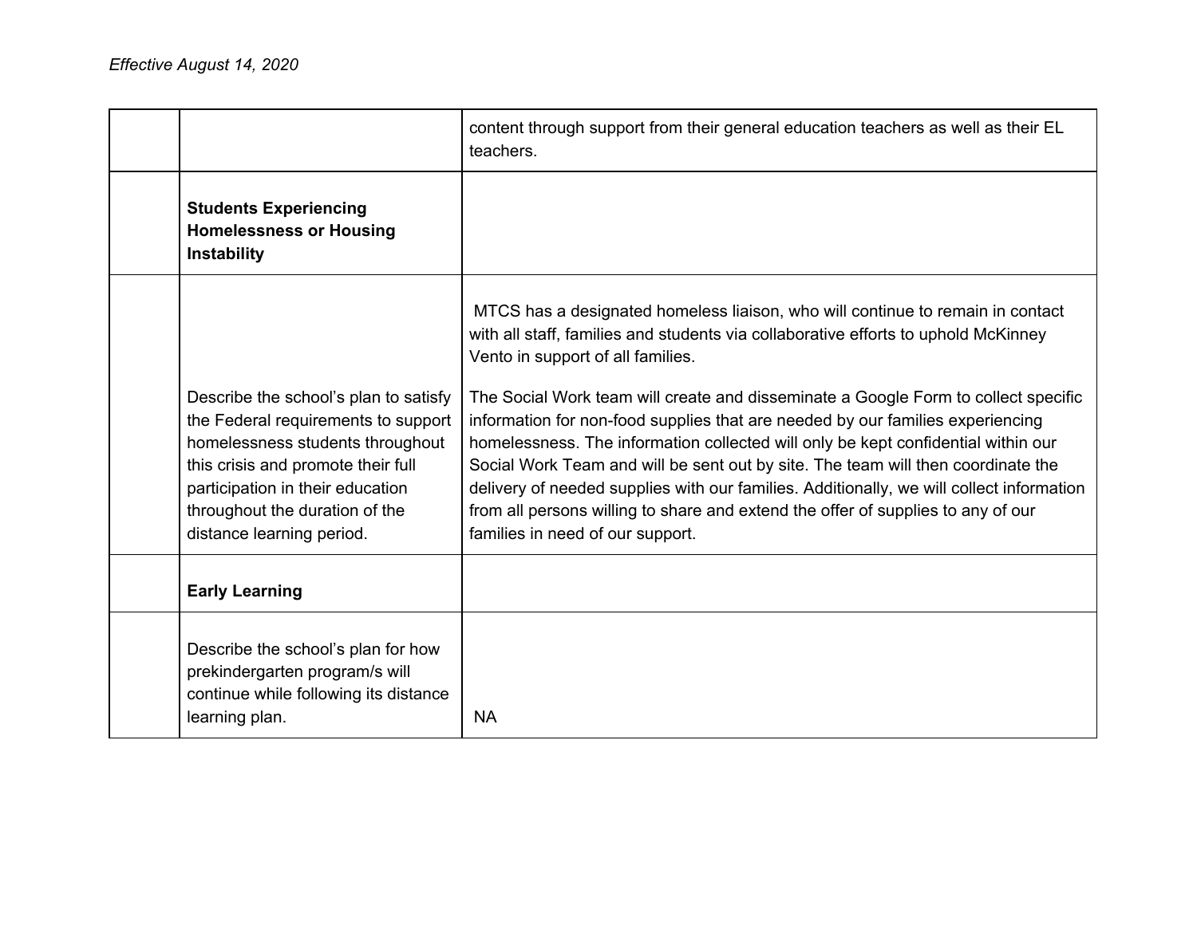*Effective August 14, 2020*

| | | |
|---|---|---|
| | | content through support from their general education teachers as well as their EL teachers. |
| | **Students Experiencing Homelessness or Housing Instability** | |
| | Describe the school's plan to satisfy the Federal requirements to support homelessness students throughout this crisis and promote their full participation in their education throughout the duration of the distance learning period. | MTCS has a designated homeless liaison, who will continue to remain in contact with all staff, families and students via collaborative efforts to uphold McKinney Vento in support of all families.<br><br>The Social Work team will create and disseminate a Google Form to collect specific information for non-food supplies that are needed by our families experiencing homelessness. The information collected will only be kept confidential within our Social Work Team and will be sent out by site. The team will then coordinate the delivery of needed supplies with our families. Additionally, we will collect information from all persons willing to share and extend the offer of supplies to any of our families in need of our support. |
| | **Early Learning** | |
| | Describe the school's plan for how prekindergarten program/s will continue while following its distance learning plan. | NA |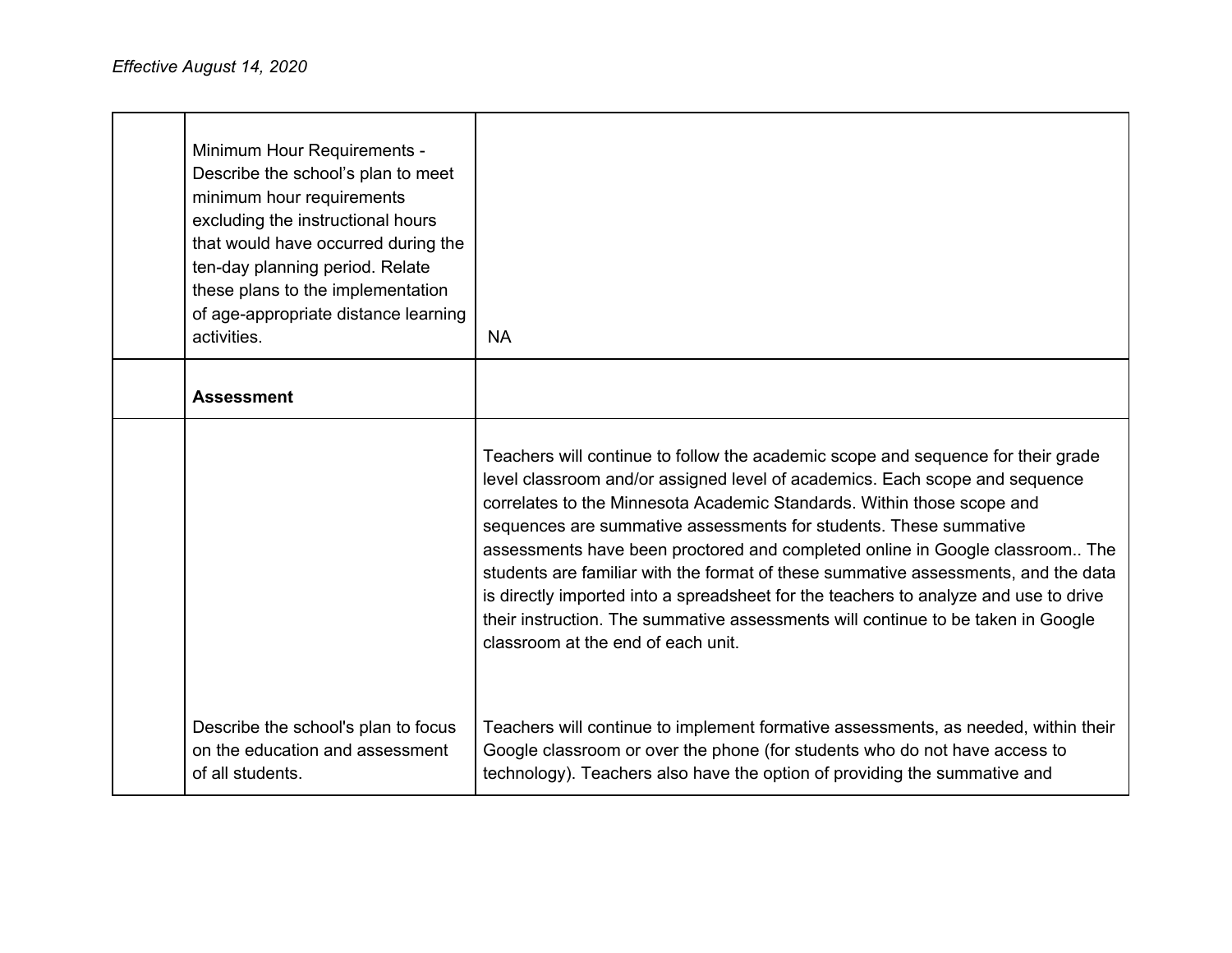*Effective August 14, 2020*

| | | |
|---|---|---|
| | Minimum Hour Requirements - Describe the school's plan to meet minimum hour requirements excluding the instructional hours that would have occurred during the ten-day planning period. Relate these plans to the implementation of age-appropriate distance learning activities. | NA |
| | **Assessment** | |
| | Describe the school's plan to focus on the education and assessment of all students. | Teachers will continue to follow the academic scope and sequence for their grade level classroom and/or assigned level of academics. Each scope and sequence correlates to the Minnesota Academic Standards. Within those scope and sequences are summative assessments for students. These summative assessments have been proctored and completed online in Google classroom.. The students are familiar with the format of these summative assessments, and the data is directly imported into a spreadsheet for the teachers to analyze and use to drive their instruction. The summative assessments will continue to be taken in Google classroom at the end of each unit.<br><br>Teachers will continue to implement formative assessments, as needed, within their Google classroom or over the phone (for students who do not have access to technology). Teachers also have the option of providing the summative and |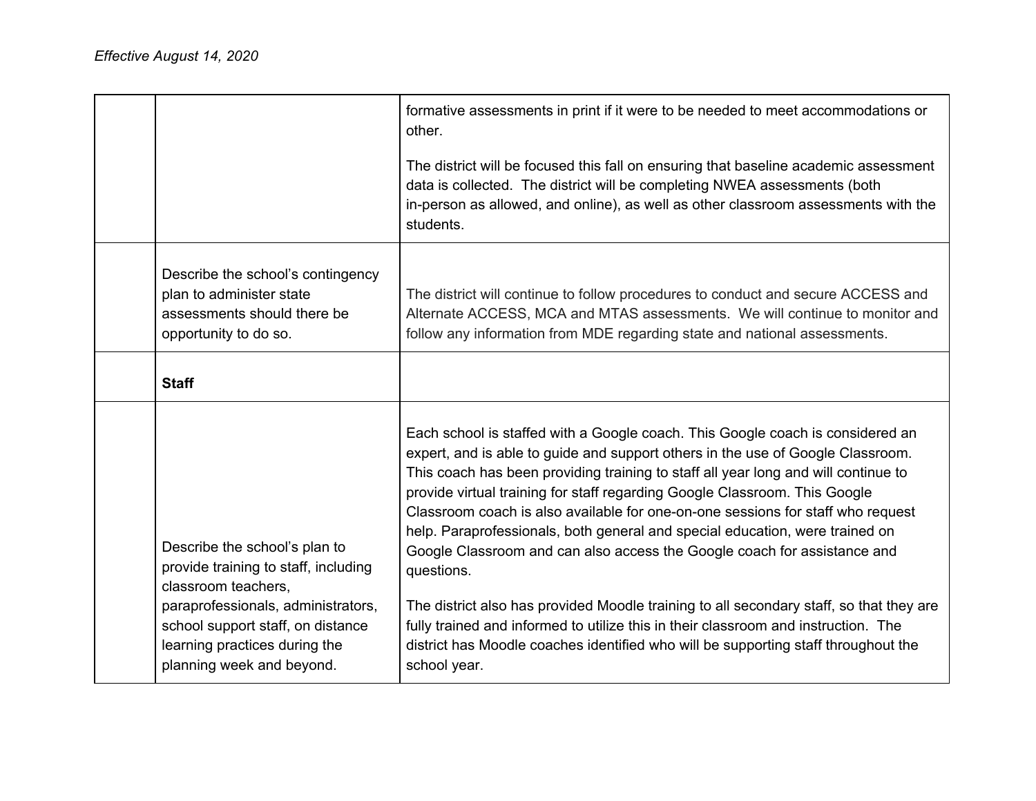*Effective August 14, 2020*

| | | |
|---|---|---|
| | | formative assessments in print if it were to be needed to meet accommodations or other.<br><br>The district will be focused this fall on ensuring that baseline academic assessment data is collected. The district will be completing NWEA assessments (both in-person as allowed, and online), as well as other classroom assessments with the students. |
| | Describe the school's contingency plan to administer state assessments should there be opportunity to do so. | The district will continue to follow procedures to conduct and secure ACCESS and Alternate ACCESS, MCA and MTAS assessments. We will continue to monitor and follow any information from MDE regarding state and national assessments. |
| | **Staff** | |
| | Describe the school's plan to provide training to staff, including classroom teachers, paraprofessionals, administrators, school support staff, on distance learning practices during the planning week and beyond. | Each school is staffed with a Google coach. This Google coach is considered an expert, and is able to guide and support others in the use of Google Classroom. This coach has been providing training to staff all year long and will continue to provide virtual training for staff regarding Google Classroom. This Google Classroom coach is also available for one-on-one sessions for staff who request help. Paraprofessionals, both general and special education, were trained on Google Classroom and can also access the Google coach for assistance and questions.<br><br>The district also has provided Moodle training to all secondary staff, so that they are fully trained and informed to utilize this in their classroom and instruction. The district has Moodle coaches identified who will be supporting staff throughout the school year. |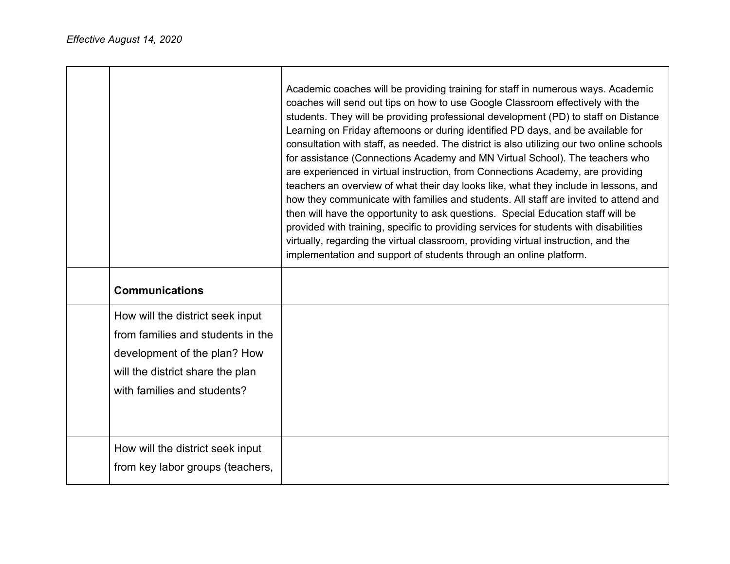*Effective August 14, 2020*

| | | |
|---|---|---|
| | | Academic coaches will be providing training for staff in numerous ways. Academic coaches will send out tips on how to use Google Classroom effectively with the students. They will be providing professional development (PD) to staff on Distance Learning on Friday afternoons or during identified PD days, and be available for consultation with staff, as needed. The district is also utilizing our two online schools for assistance (Connections Academy and MN Virtual School). The teachers who are experienced in virtual instruction, from Connections Academy, are providing teachers an overview of what their day looks like, what they include in lessons, and how they communicate with families and students. All staff are invited to attend and then will have the opportunity to ask questions. Special Education staff will be provided with training, specific to providing services for students with disabilities virtually, regarding the virtual classroom, providing virtual instruction, and the implementation and support of students through an online platform. |
| | **Communications** | |
| | How will the district seek input from families and students in the development of the plan? How will the district share the plan with families and students? | |
| | How will the district seek input from key labor groups (teachers, | |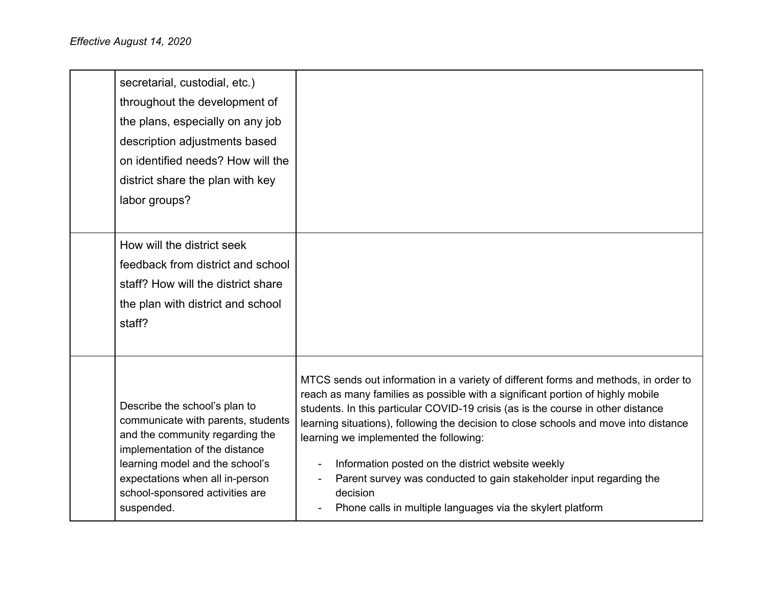*Effective August 14, 2020*

| | | |
|---|---|---|
| | secretarial, custodial, etc.) throughout the development of the plans, especially on any job description adjustments based on identified needs? How will the district share the plan with key labor groups? | |
| | How will the district seek feedback from district and school staff? How will the district share the plan with district and school staff? | |
| | Describe the school's plan to communicate with parents, students and the community regarding the implementation of the distance learning model and the school's expectations when all in-person school-sponsored activities are suspended. | MTCS sends out information in a variety of different forms and methods, in order to reach as many families as possible with a significant portion of highly mobile students. In this particular COVID-19 crisis (as is the course in other distance learning situations), following the decision to close schools and move into distance learning we implemented the following:<br><br>- Information posted on the district website weekly<br>- Parent survey was conducted to gain stakeholder input regarding the decision<br>- Phone calls in multiple languages via the skylert platform |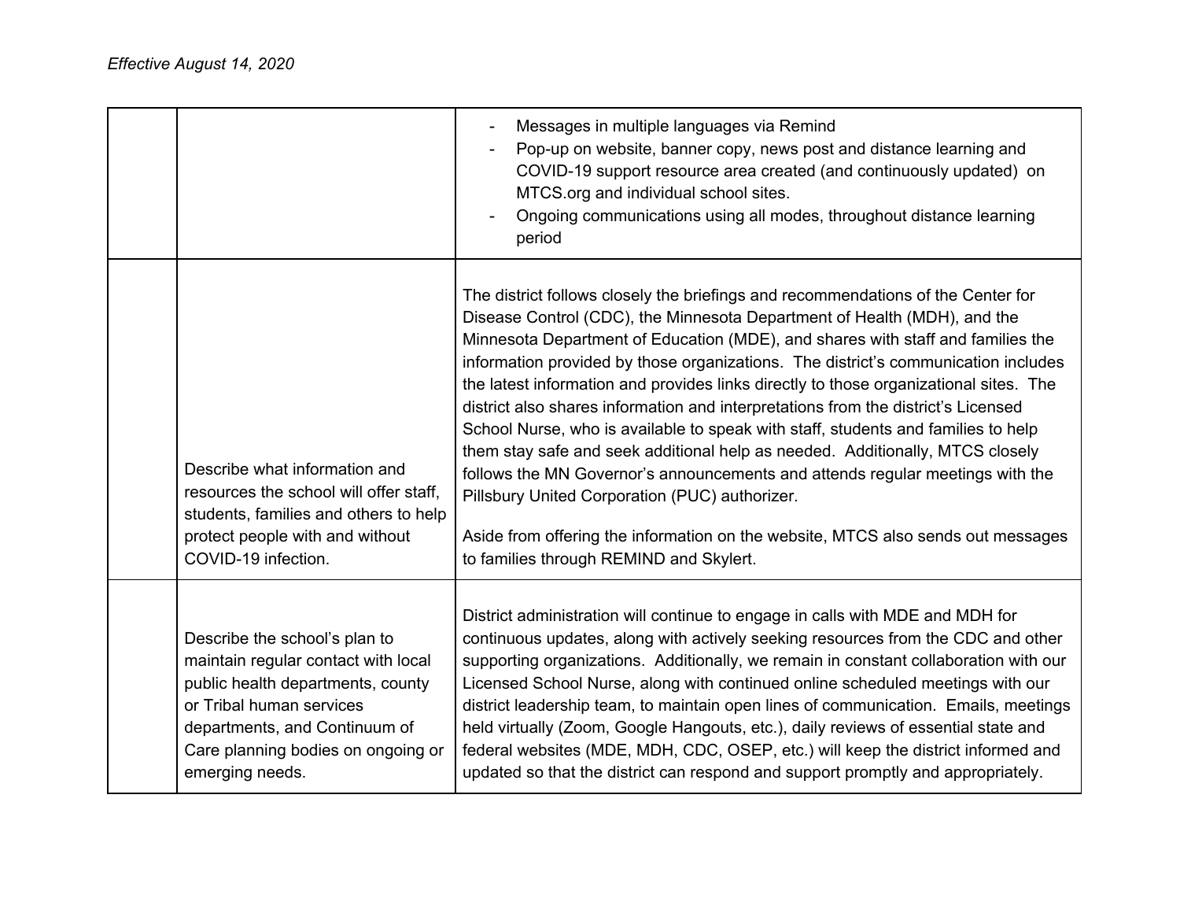*Effective August 14, 2020*

| | | |
|---|---|---|
| | | - Messages in multiple languages via Remind<br>- Pop-up on website, banner copy, news post and distance learning and COVID-19 support resource area created (and continuously updated) on MTCS.org and individual school sites.<br>- Ongoing communications using all modes, throughout distance learning period |
| | Describe what information and resources the school will offer staff, students, families and others to help protect people with and without COVID-19 infection. | The district follows closely the briefings and recommendations of the Center for Disease Control (CDC), the Minnesota Department of Health (MDH), and the Minnesota Department of Education (MDE), and shares with staff and families the information provided by those organizations. The district's communication includes the latest information and provides links directly to those organizational sites. The district also shares information and interpretations from the district's Licensed School Nurse, who is available to speak with staff, students and families to help them stay safe and seek additional help as needed. Additionally, MTCS closely follows the MN Governor's announcements and attends regular meetings with the Pillsbury United Corporation (PUC) authorizer.<br><br>Aside from offering the information on the website, MTCS also sends out messages to families through REMIND and Skylert. |
| | Describe the school's plan to maintain regular contact with local public health departments, county or Tribal human services departments, and Continuum of Care planning bodies on ongoing or emerging needs. | District administration will continue to engage in calls with MDE and MDH for continuous updates, along with actively seeking resources from the CDC and other supporting organizations. Additionally, we remain in constant collaboration with our Licensed School Nurse, along with continued online scheduled meetings with our district leadership team, to maintain open lines of communication. Emails, meetings held virtually (Zoom, Google Hangouts, etc.), daily reviews of essential state and federal websites (MDE, MDH, CDC, OSEP, etc.) will keep the district informed and updated so that the district can respond and support promptly and appropriately. |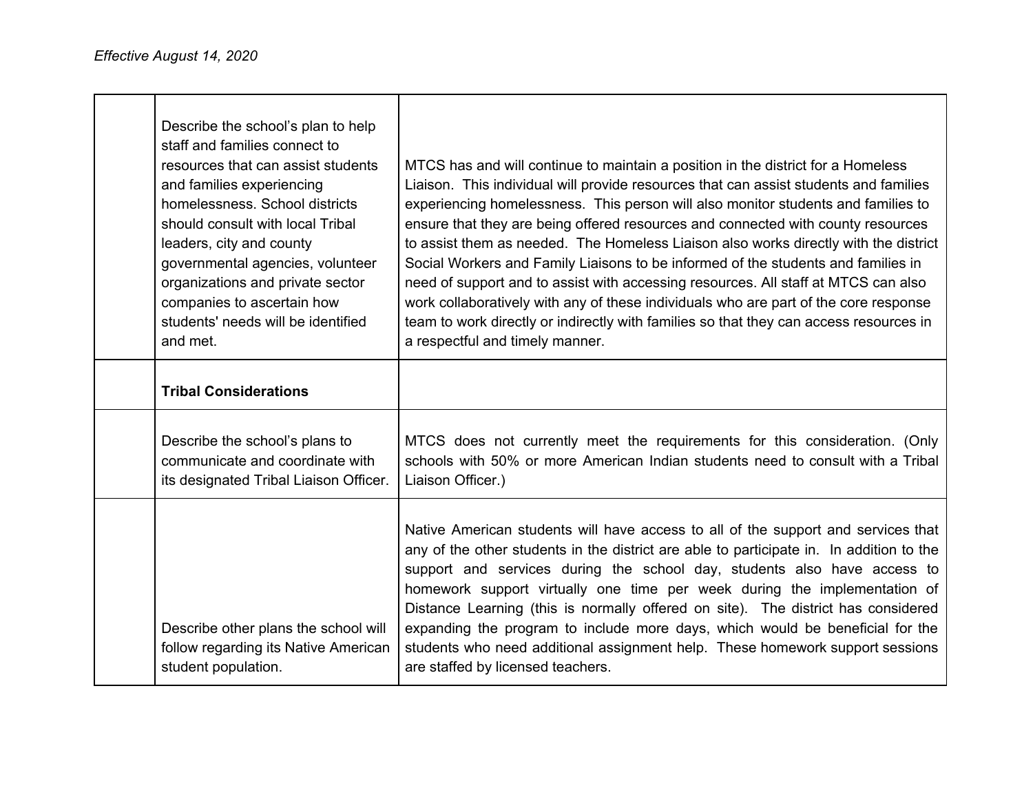*Effective August 14, 2020*

| | | |
|---|---|---|
| | Describe the school's plan to help staff and families connect to resources that can assist students and families experiencing homelessness. School districts should consult with local Tribal leaders, city and county governmental agencies, volunteer organizations and private sector companies to ascertain how students' needs will be identified and met. | MTCS has and will continue to maintain a position in the district for a Homeless Liaison. This individual will provide resources that can assist students and families experiencing homelessness. This person will also monitor students and families to ensure that they are being offered resources and connected with county resources to assist them as needed. The Homeless Liaison also works directly with the district Social Workers and Family Liaisons to be informed of the students and families in need of support and to assist with accessing resources. All staff at MTCS can also work collaboratively with any of these individuals who are part of the core response team to work directly or indirectly with families so that they can access resources in a respectful and timely manner. |
| | **Tribal Considerations** | |
| | Describe the school's plans to communicate and coordinate with its designated Tribal Liaison Officer. | MTCS does not currently meet the requirements for this consideration. (Only schools with 50% or more American Indian students need to consult with a Tribal Liaison Officer.) |
| | Describe other plans the school will follow regarding its Native American student population. | Native American students will have access to all of the support and services that any of the other students in the district are able to participate in. In addition to the support and services during the school day, students also have access to homework support virtually one time per week during the implementation of Distance Learning (this is normally offered on site). The district has considered expanding the program to include more days, which would be beneficial for the students who need additional assignment help. These homework support sessions are staffed by licensed teachers. |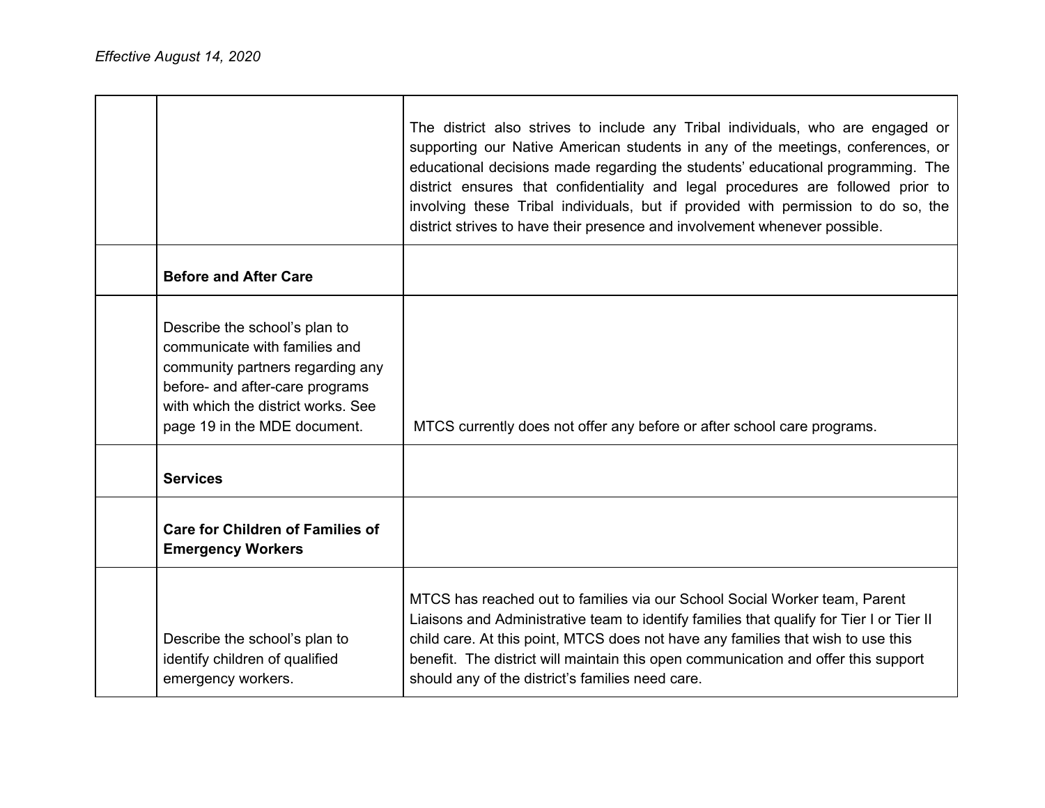*Effective August 14, 2020*

| | | |
|---|---|---|
| | | The district also strives to include any Tribal individuals, who are engaged or supporting our Native American students in any of the meetings, conferences, or educational decisions made regarding the students' educational programming. The district ensures that confidentiality and legal procedures are followed prior to involving these Tribal individuals, but if provided with permission to do so, the district strives to have their presence and involvement whenever possible. |
| | **Before and After Care** | |
| | Describe the school's plan to communicate with families and community partners regarding any before- and after-care programs with which the district works. See page 19 in the MDE document. | MTCS currently does not offer any before or after school care programs. |
| | **Services** | |
| | **Care for Children of Families of Emergency Workers** | |
| | Describe the school's plan to identify children of qualified emergency workers. | MTCS has reached out to families via our School Social Worker team, Parent Liaisons and Administrative team to identify families that qualify for Tier I or Tier II child care. At this point, MTCS does not have any families that wish to use this benefit. The district will maintain this open communication and offer this support should any of the district's families need care. |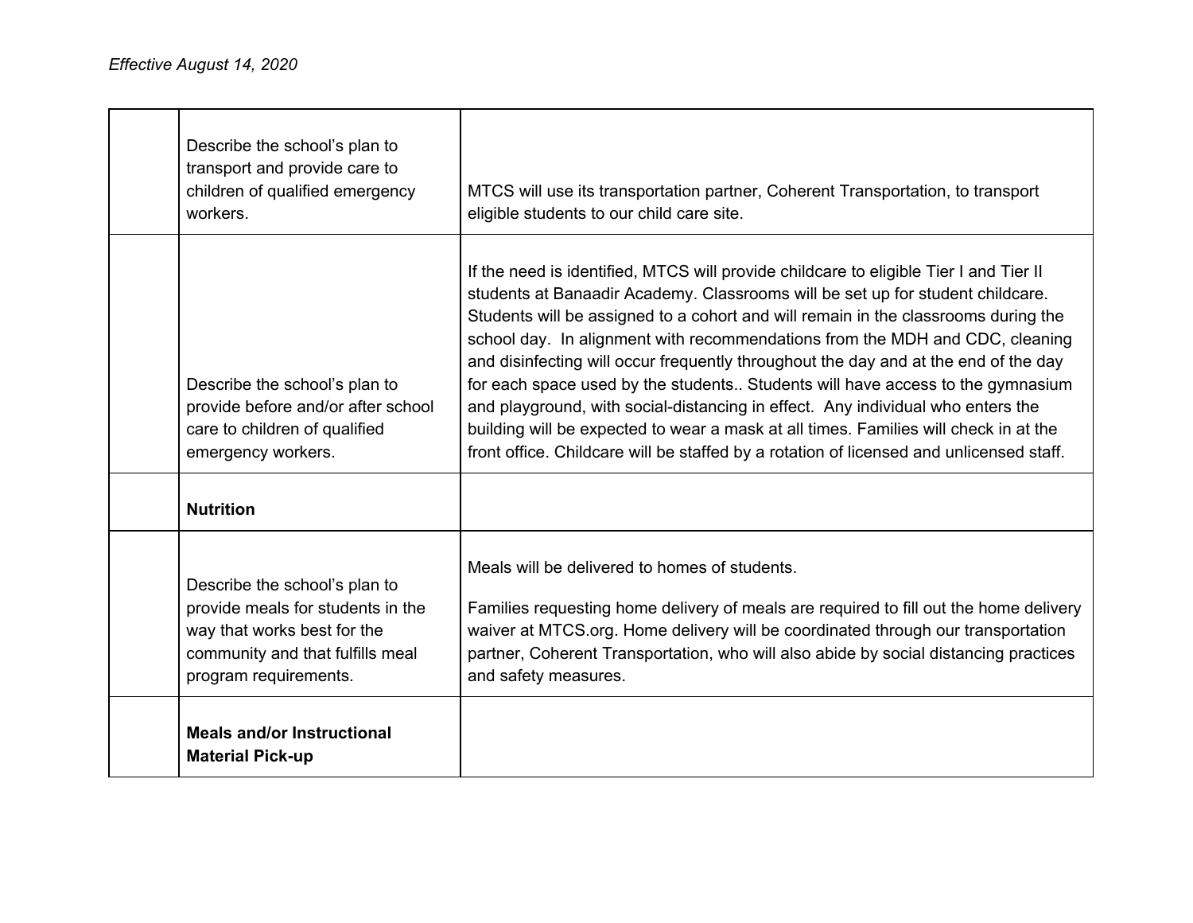*Effective August 14, 2020*

| | | |
|---|---|---|
| | Describe the school's plan to transport and provide care to children of qualified emergency workers. | MTCS will use its transportation partner, Coherent Transportation, to transport eligible students to our child care site. |
| | Describe the school's plan to provide before and/or after school care to children of qualified emergency workers. | If the need is identified, MTCS will provide childcare to eligible Tier I and Tier II students at Banaadir Academy. Classrooms will be set up for student childcare. Students will be assigned to a cohort and will remain in the classrooms during the school day. In alignment with recommendations from the MDH and CDC, cleaning and disinfecting will occur frequently throughout the day and at the end of the day for each space used by the students.. Students will have access to the gymnasium and playground, with social-distancing in effect. Any individual who enters the building will be expected to wear a mask at all times. Families will check in at the front office. Childcare will be staffed by a rotation of licensed and unlicensed staff. |
| | **Nutrition** | |
| | Describe the school's plan to provide meals for students in the way that works best for the community and that fulfills meal program requirements. | Meals will be delivered to homes of students.<br><br>Families requesting home delivery of meals are required to fill out the home delivery waiver at MTCS.org. Home delivery will be coordinated through our transportation partner, Coherent Transportation, who will also abide by social distancing practices and safety measures. |
| | **Meals and/or Instructional Material Pick-up** | |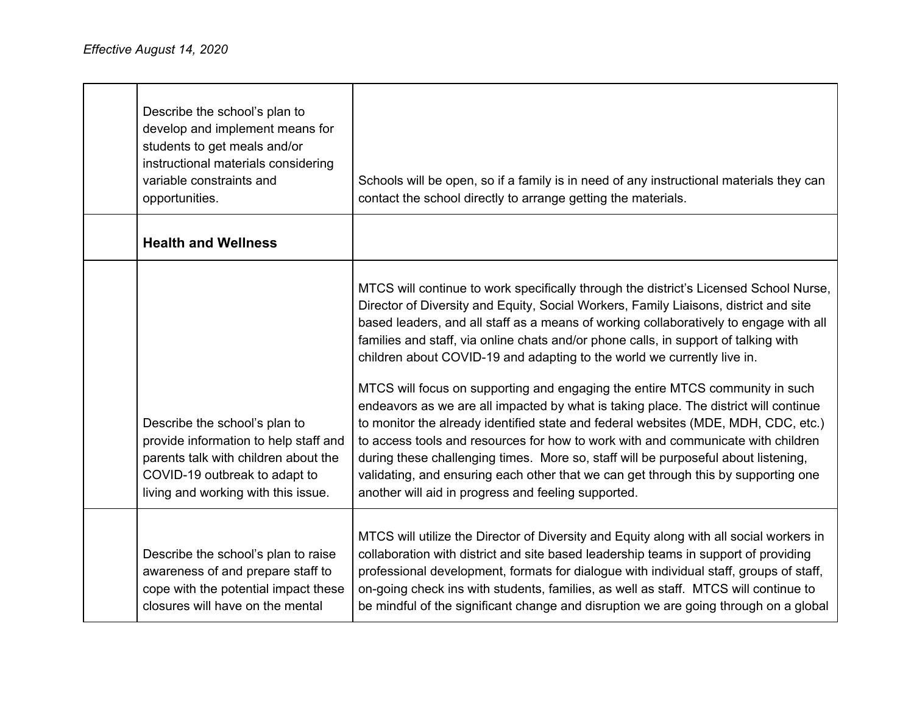*Effective August 14, 2020*

| | | |
|---|---|---|
| | Describe the school's plan to develop and implement means for students to get meals and/or instructional materials considering variable constraints and opportunities. | Schools will be open, so if a family is in need of any instructional materials they can contact the school directly to arrange getting the materials. |
| | **Health and Wellness** | |
| | Describe the school's plan to provide information to help staff and parents talk with children about the COVID-19 outbreak to adapt to living and working with this issue. | MTCS will continue to work specifically through the district's Licensed School Nurse, Director of Diversity and Equity, Social Workers, Family Liaisons, district and site based leaders, and all staff as a means of working collaboratively to engage with all families and staff, via online chats and/or phone calls, in support of talking with children about COVID-19 and adapting to the world we currently live in.<br><br>MTCS will focus on supporting and engaging the entire MTCS community in such endeavors as we are all impacted by what is taking place. The district will continue to monitor the already identified state and federal websites (MDE, MDH, CDC, etc.) to access tools and resources for how to work with and communicate with children during these challenging times. More so, staff will be purposeful about listening, validating, and ensuring each other that we can get through this by supporting one another will aid in progress and feeling supported. |
| | Describe the school's plan to raise awareness of and prepare staff to cope with the potential impact these closures will have on the mental | MTCS will utilize the Director of Diversity and Equity along with all social workers in collaboration with district and site based leadership teams in support of providing professional development, formats for dialogue with individual staff, groups of staff, on-going check ins with students, families, as well as staff. MTCS will continue to be mindful of the significant change and disruption we are going through on a global |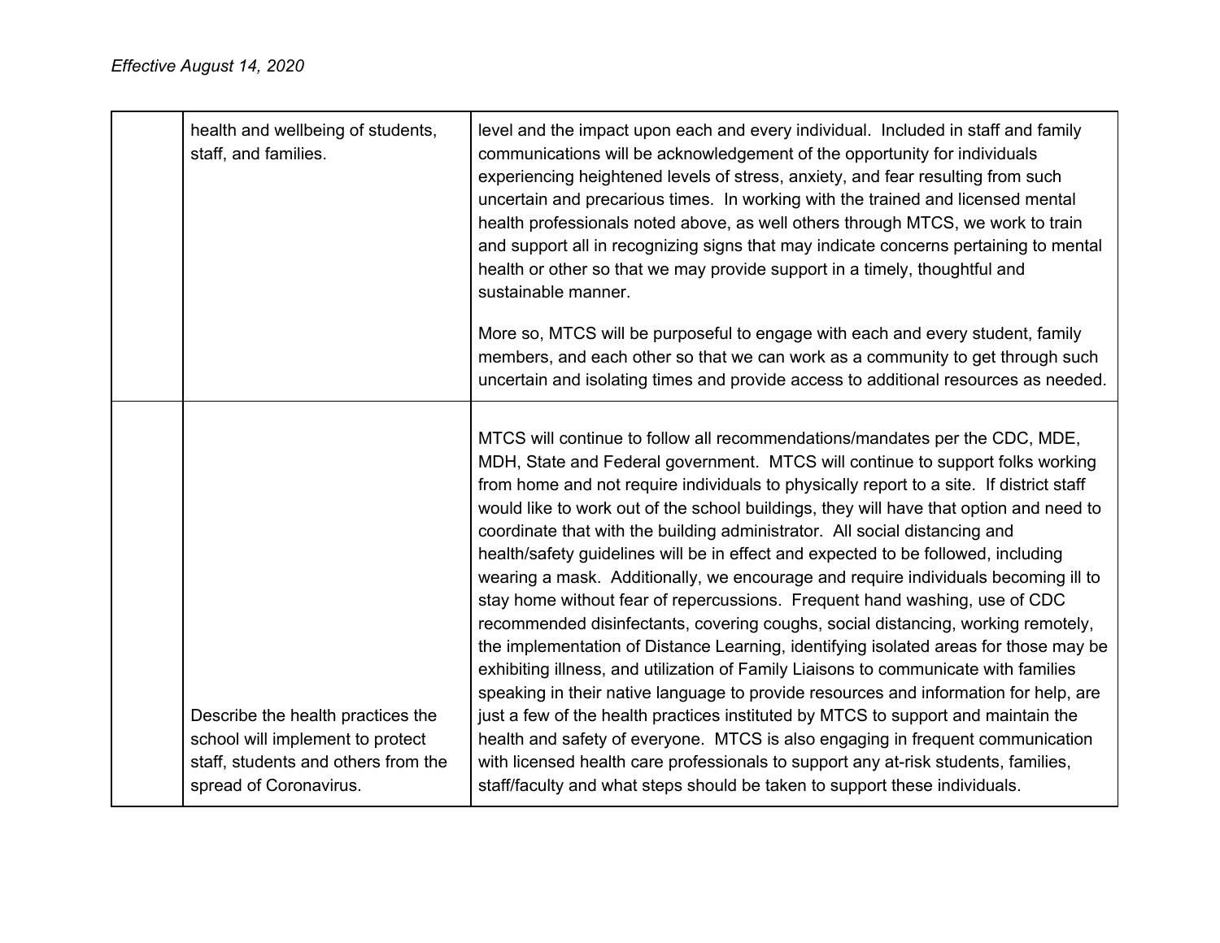*Effective August 14, 2020*

| | | |
|---|---|---|
| | health and wellbeing of students, staff, and families. | level and the impact upon each and every individual. Included in staff and family communications will be acknowledgement of the opportunity for individuals experiencing heightened levels of stress, anxiety, and fear resulting from such uncertain and precarious times. In working with the trained and licensed mental health professionals noted above, as well others through MTCS, we work to train and support all in recognizing signs that may indicate concerns pertaining to mental health or other so that we may provide support in a timely, thoughtful and sustainable manner.<br><br>More so, MTCS will be purposeful to engage with each and every student, family members, and each other so that we can work as a community to get through such uncertain and isolating times and provide access to additional resources as needed. |
| | Describe the health practices the school will implement to protect staff, students and others from the spread of Coronavirus. | MTCS will continue to follow all recommendations/mandates per the CDC, MDE, MDH, State and Federal government. MTCS will continue to support folks working from home and not require individuals to physically report to a site. If district staff would like to work out of the school buildings, they will have that option and need to coordinate that with the building administrator. All social distancing and health/safety guidelines will be in effect and expected to be followed, including wearing a mask. Additionally, we encourage and require individuals becoming ill to stay home without fear of repercussions. Frequent hand washing, use of CDC recommended disinfectants, covering coughs, social distancing, working remotely, the implementation of Distance Learning, identifying isolated areas for those may be exhibiting illness, and utilization of Family Liaisons to communicate with families speaking in their native language to provide resources and information for help, are just a few of the health practices instituted by MTCS to support and maintain the health and safety of everyone. MTCS is also engaging in frequent communication with licensed health care professionals to support any at-risk students, families, staff/faculty and what steps should be taken to support these individuals. |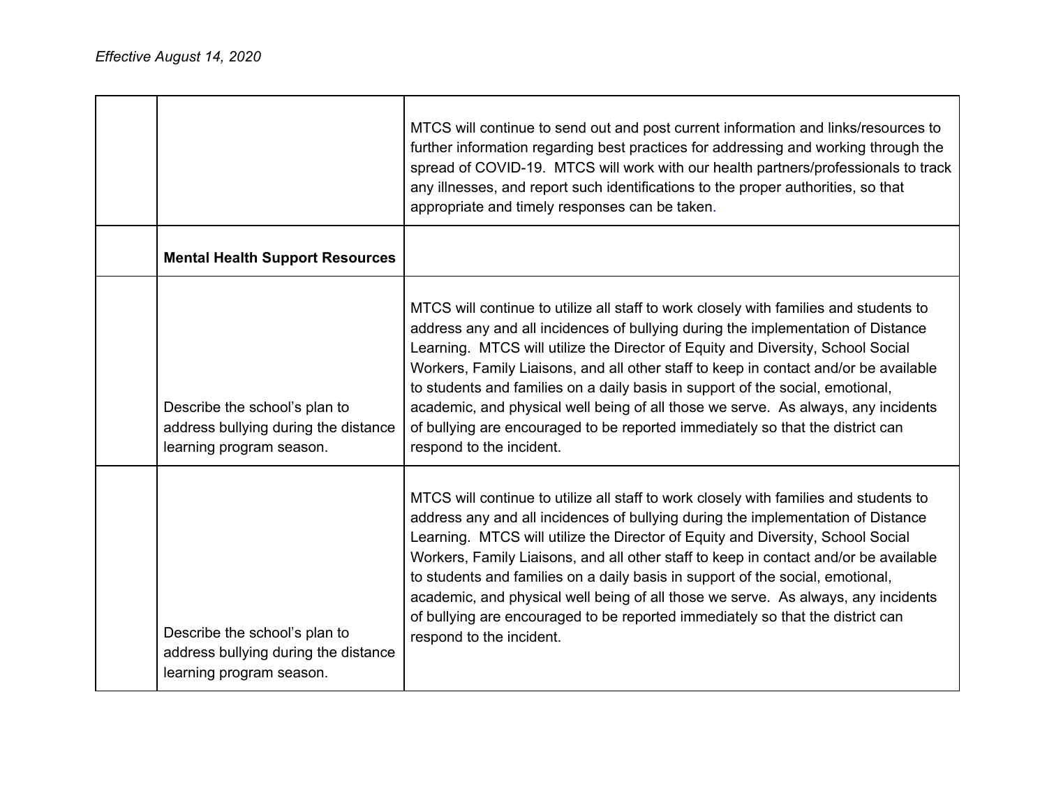*Effective August 14, 2020*

| | | |
|---|---|---|
| | | MTCS will continue to send out and post current information and links/resources to further information regarding best practices for addressing and working through the spread of COVID-19. MTCS will work with our health partners/professionals to track any illnesses, and report such identifications to the proper authorities, so that appropriate and timely responses can be taken. |
| | **Mental Health Support Resources** | |
| | Describe the school's plan to address bullying during the distance learning program season. | MTCS will continue to utilize all staff to work closely with families and students to address any and all incidences of bullying during the implementation of Distance Learning. MTCS will utilize the Director of Equity and Diversity, School Social Workers, Family Liaisons, and all other staff to keep in contact and/or be available to students and families on a daily basis in support of the social, emotional, academic, and physical well being of all those we serve. As always, any incidents of bullying are encouraged to be reported immediately so that the district can respond to the incident. |
| | Describe the school's plan to address bullying during the distance learning program season. | MTCS will continue to utilize all staff to work closely with families and students to address any and all incidences of bullying during the implementation of Distance Learning. MTCS will utilize the Director of Equity and Diversity, School Social Workers, Family Liaisons, and all other staff to keep in contact and/or be available to students and families on a daily basis in support of the social, emotional, academic, and physical well being of all those we serve. As always, any incidents of bullying are encouraged to be reported immediately so that the district can respond to the incident. |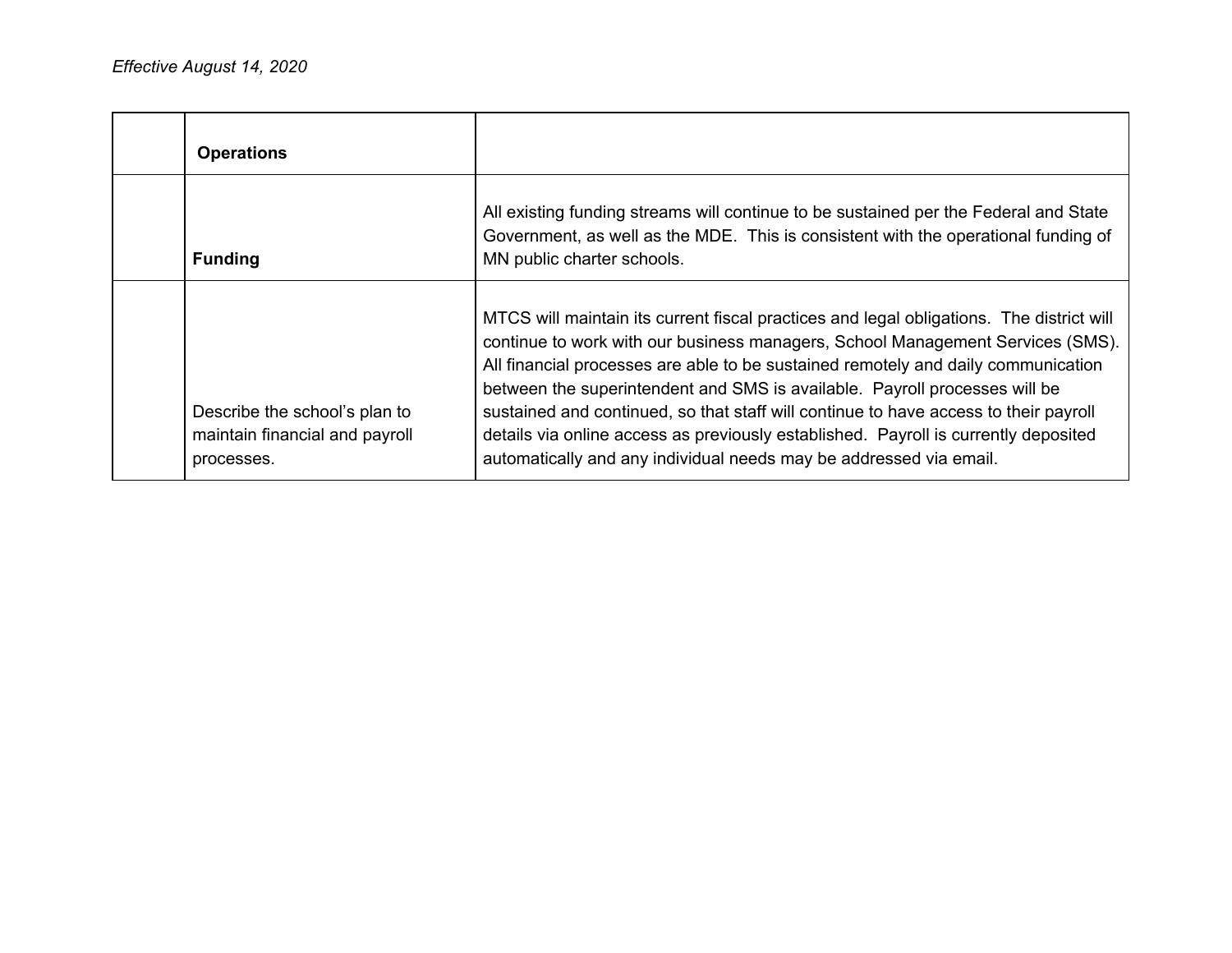*Effective August 14, 2020*

| | | |
|---|---|---|
| | **Operations** | |
| | **Funding** | All existing funding streams will continue to be sustained per the Federal and State Government, as well as the MDE. This is consistent with the operational funding of MN public charter schools. |
| | Describe the school's plan to maintain financial and payroll processes. | MTCS will maintain its current fiscal practices and legal obligations. The district will continue to work with our business managers, School Management Services (SMS). All financial processes are able to be sustained remotely and daily communication between the superintendent and SMS is available. Payroll processes will be sustained and continued, so that staff will continue to have access to their payroll details via online access as previously established. Payroll is currently deposited automatically and any individual needs may be addressed via email. |